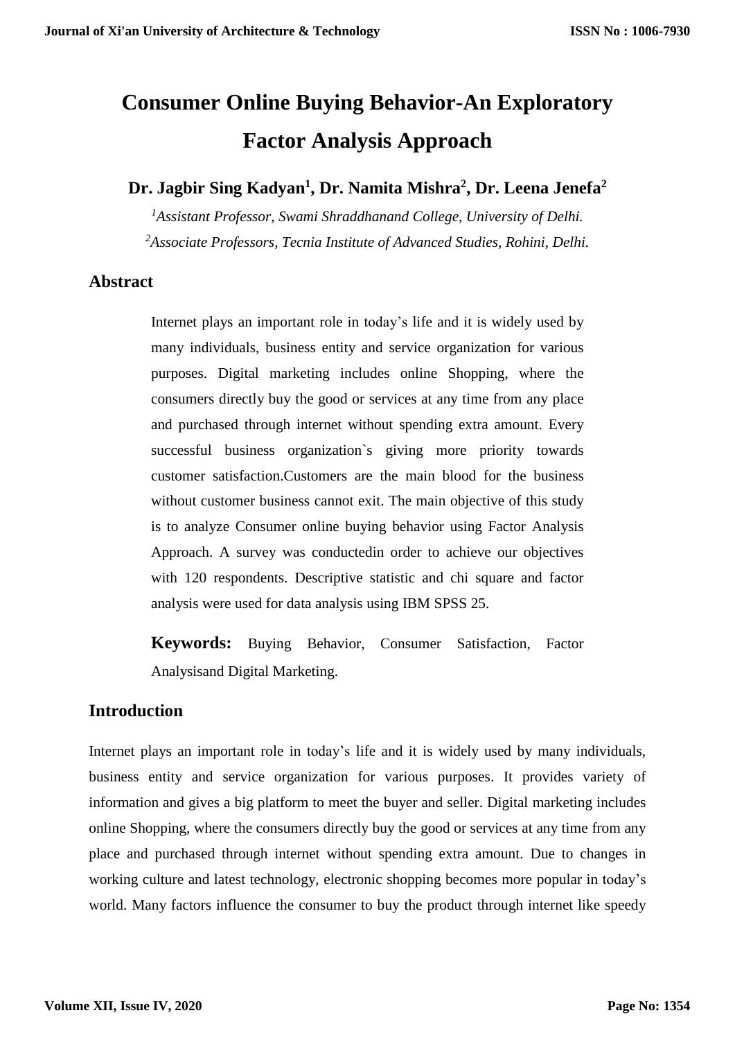# Consumer Online Buying Behavior-An Exploratory Factor Analysis Approach

**Dr. Jagbir Sing Kadyan[1], Dr. Namita Mishra[2], Dr. Leena Jenefa[2]**

[1]*Assistant Professor, Swami Shraddhanand College, University of Delhi.*

[2]*Associate Professors, Tecnia Institute of Advanced Studies, Rohini, Delhi.*

## Abstract

Internet plays an important role in today's life and it is widely used by many individuals, business entity and service organization for various purposes. Digital marketing includes online Shopping, where the consumers directly buy the good or services at any time from any place and purchased through internet without spending extra amount. Every successful business organization`s giving more priority towards customer satisfaction.Customers are the main blood for the business without customer business cannot exit. The main objective of this study is to analyze Consumer online buying behavior using Factor Analysis Approach. A survey was conductedin order to achieve our objectives with 120 respondents. Descriptive statistic and chi square and factor analysis were used for data analysis using IBM SPSS 25.

**Keywords:** Buying Behavior, Consumer Satisfaction, Factor Analysisand Digital Marketing.

## Introduction

Internet plays an important role in today's life and it is widely used by many individuals, business entity and service organization for various purposes. It provides variety of information and gives a big platform to meet the buyer and seller. Digital marketing includes online Shopping, where the consumers directly buy the good or services at any time from any place and purchased through internet without spending extra amount. Due to changes in working culture and latest technology, electronic shopping becomes more popular in today's world. Many factors influence the consumer to buy the product through internet like speedy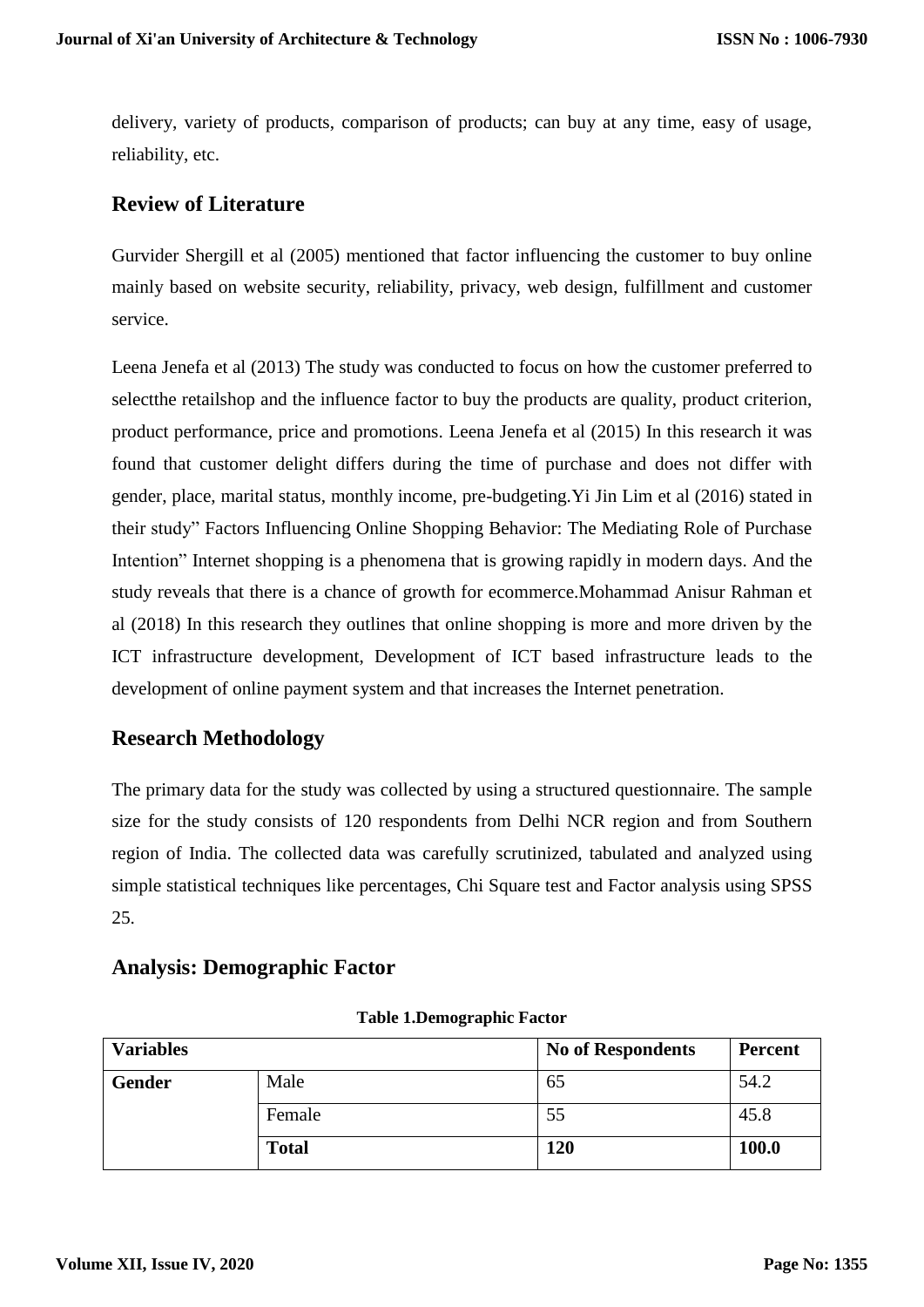delivery, variety of products, comparison of products; can buy at any time, easy of usage, reliability, etc.

## Review of Literature

Gurvider Shergill et al (2005) mentioned that factor influencing the customer to buy online mainly based on website security, reliability, privacy, web design, fulfillment and customer service.

Leena Jenefa et al (2013) The study was conducted to focus on how the customer preferred to selectthe retailshop and the influence factor to buy the products are quality, product criterion, product performance, price and promotions. Leena Jenefa et al (2015) In this research it was found that customer delight differs during the time of purchase and does not differ with gender, place, marital status, monthly income, pre-budgeting.Yi Jin Lim et al (2016) stated in their study" Factors Influencing Online Shopping Behavior: The Mediating Role of Purchase Intention" Internet shopping is a phenomena that is growing rapidly in modern days. And the study reveals that there is a chance of growth for ecommerce.Mohammad Anisur Rahman et al (2018) In this research they outlines that online shopping is more and more driven by the ICT infrastructure development, Development of ICT based infrastructure leads to the development of online payment system and that increases the Internet penetration.

## Research Methodology

The primary data for the study was collected by using a structured questionnaire. The sample size for the study consists of 120 respondents from Delhi NCR region and from Southern region of India. The collected data was carefully scrutinized, tabulated and analyzed using simple statistical techniques like percentages, Chi Square test and Factor analysis using SPSS 25.

## Analysis: Demographic Factor

**Table 1.Demographic Factor**

| Variables | | No of Respondents | Percent |
|---|---|---|---|
| **Gender** | Male | 65 | 54.2 |
| | Female | 55 | 45.8 |
| | **Total** | **120** | **100.0** |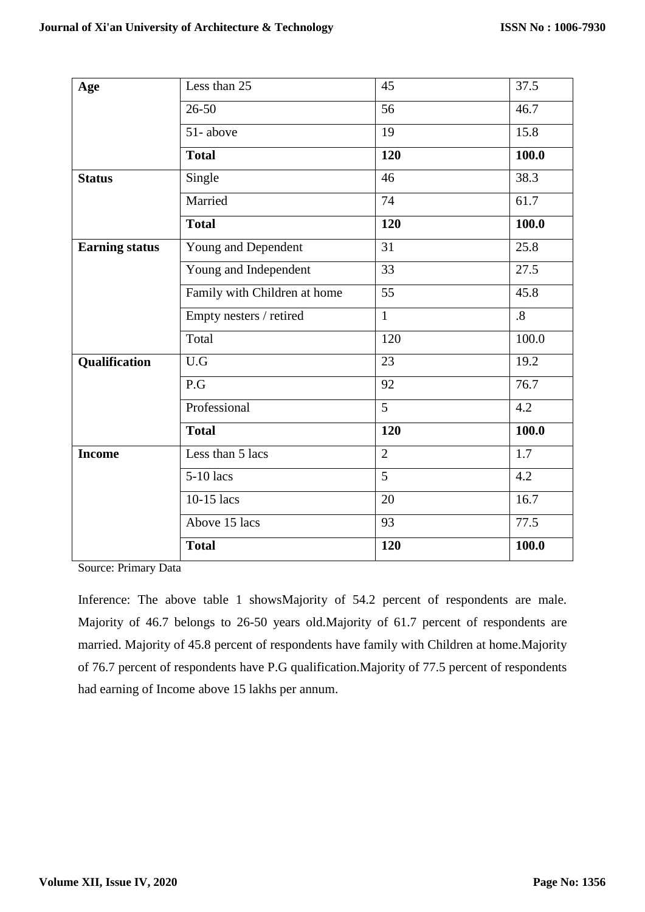| **Age** | Less than 25 | 45 | 37.5 |
|---|---|---|---|
| | 26-50 | 56 | 46.7 |
| | 51- above | 19 | 15.8 |
| | **Total** | **120** | **100.0** |
| **Status** | Single | 46 | 38.3 |
| | Married | 74 | 61.7 |
| | **Total** | **120** | **100.0** |
| **Earning status** | Young and Dependent | 31 | 25.8 |
| | Young and Independent | 33 | 27.5 |
| | Family with Children at home | 55 | 45.8 |
| | Empty nesters / retired | 1 | .8 |
| | Total | 120 | 100.0 |
| **Qualification** | U.G | 23 | 19.2 |
| | P.G | 92 | 76.7 |
| | Professional | 5 | 4.2 |
| | **Total** | **120** | **100.0** |
| **Income** | Less than 5 lacs | 2 | 1.7 |
| | 5-10 lacs | 5 | 4.2 |
| | 10-15 lacs | 20 | 16.7 |
| | Above 15 lacs | 93 | 77.5 |
| | **Total** | **120** | **100.0** |

Source: Primary Data

Inference: The above table 1 showsMajority of 54.2 percent of respondents are male. Majority of 46.7 belongs to 26-50 years old.Majority of 61.7 percent of respondents are married. Majority of 45.8 percent of respondents have family with Children at home.Majority of 76.7 percent of respondents have P.G qualification.Majority of 77.5 percent of respondents had earning of Income above 15 lakhs per annum.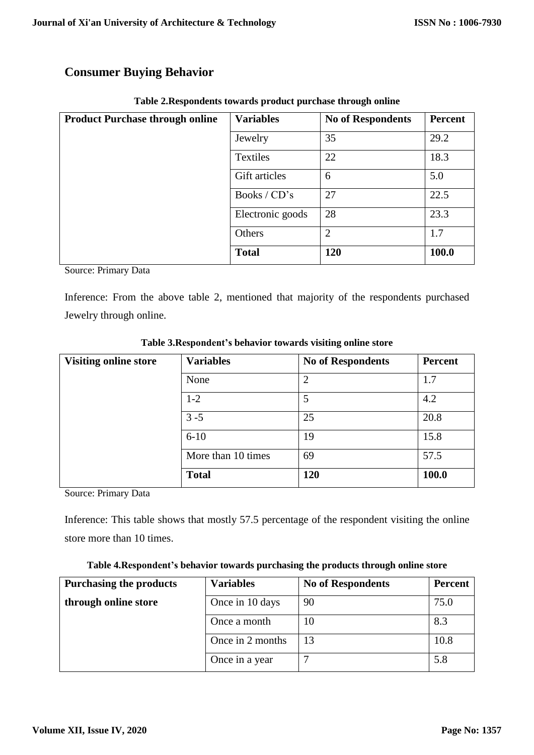## Consumer Buying Behavior

**Table 2.Respondents towards product purchase through online**

| Product Purchase through online | Variables | No of Respondents | Percent |
|---|---|---|---|
| | Jewelry | 35 | 29.2 |
| | Textiles | 22 | 18.3 |
| | Gift articles | 6 | 5.0 |
| | Books / CD's | 27 | 22.5 |
| | Electronic goods | 28 | 23.3 |
| | Others | 2 | 1.7 |
| | **Total** | **120** | **100.0** |

Source: Primary Data

Inference: From the above table 2, mentioned that majority of the respondents purchased Jewelry through online.

**Table 3.Respondent's behavior towards visiting online store**

| Visiting online store | Variables | No of Respondents | Percent |
|---|---|---|---|
| | None | 2 | 1.7 |
| | 1-2 | 5 | 4.2 |
| | 3 -5 | 25 | 20.8 |
| | 6-10 | 19 | 15.8 |
| | More than 10 times | 69 | 57.5 |
| | **Total** | **120** | **100.0** |

Source: Primary Data

Inference: This table shows that mostly 57.5 percentage of the respondent visiting the online store more than 10 times.

**Table 4.Respondent's behavior towards purchasing the products through online store**

| Purchasing the products through online store | Variables | No of Respondents | Percent |
|---|---|---|---|
| | Once in 10 days | 90 | 75.0 |
| | Once a month | 10 | 8.3 |
| | Once in 2 months | 13 | 10.8 |
| | Once in a year | 7 | 5.8 |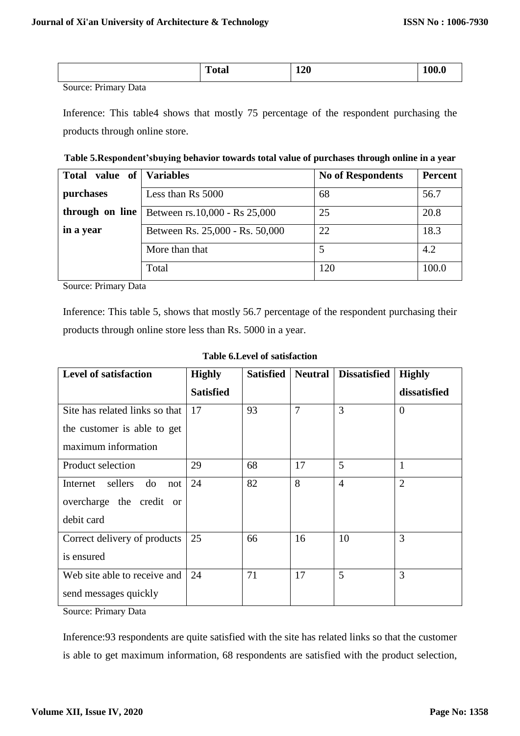| | Total | 120 | 100.0 |
|---|---|---|---|

Source: Primary Data

Inference: This table4 shows that mostly 75 percentage of the respondent purchasing the products through online store.

**Table 5.Respondent'sbuying behavior towards total value of purchases through online in a year**

| Total value of purchases through on line in a year | Variables | No of Respondents | Percent |
|---|---|---|---|
| | Less than Rs 5000 | 68 | 56.7 |
| | Between rs.10,000 - Rs 25,000 | 25 | 20.8 |
| | Between Rs. 25,000 - Rs. 50,000 | 22 | 18.3 |
| | More than that | 5 | 4.2 |
| | Total | 120 | 100.0 |

Source: Primary Data

Inference: This table 5, shows that mostly 56.7 percentage of the respondent purchasing their products through online store less than Rs. 5000 in a year.

**Table 6.Level of satisfaction**

| Level of satisfaction | Highly Satisfied | Satisfied | Neutral | Dissatisfied | Highly dissatisfied |
|---|---|---|---|---|---|
| Site has related links so that the customer is able to get maximum information | 17 | 93 | 7 | 3 | 0 |
| Product selection | 29 | 68 | 17 | 5 | 1 |
| Internet sellers do not overcharge the credit or debit card | 24 | 82 | 8 | 4 | 2 |
| Correct delivery of products is ensured | 25 | 66 | 16 | 10 | 3 |
| Web site able to receive and send messages quickly | 24 | 71 | 17 | 5 | 3 |

Source: Primary Data

Inference:93 respondents are quite satisfied with the site has related links so that the customer is able to get maximum information, 68 respondents are satisfied with the product selection,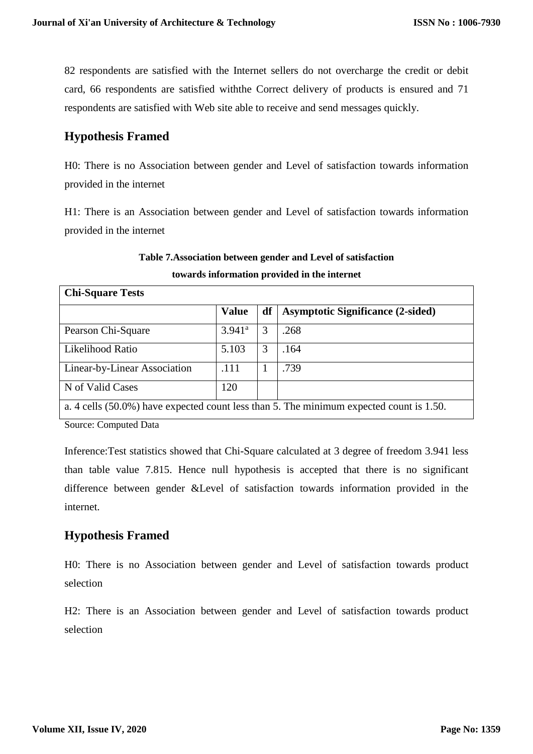82 respondents are satisfied with the Internet sellers do not overcharge the credit or debit card, 66 respondents are satisfied withthe Correct delivery of products is ensured and 71 respondents are satisfied with Web site able to receive and send messages quickly.

## Hypothesis Framed

H0: There is no Association between gender and Level of satisfaction towards information provided in the internet

H1: There is an Association between gender and Level of satisfaction towards information provided in the internet

**Table 7.Association between gender and Level of satisfaction towards information provided in the internet**

| **Chi-Square Tests** | | | |
|---|---|---|---|
| | **Value** | **df** | **Asymptotic Significance (2-sided)** |
| Pearson Chi-Square | 3.941[a] | 3 | .268 |
| Likelihood Ratio | 5.103 | 3 | .164 |
| Linear-by-Linear Association | .111 | 1 | .739 |
| N of Valid Cases | 120 | | |
| a. 4 cells (50.0%) have expected count less than 5. The minimum expected count is 1.50. | | | |

Source: Computed Data

Inference:Test statistics showed that Chi-Square calculated at 3 degree of freedom 3.941 less than table value 7.815. Hence null hypothesis is accepted that there is no significant difference between gender &Level of satisfaction towards information provided in the internet.

## Hypothesis Framed

H0: There is no Association between gender and Level of satisfaction towards product selection

H2: There is an Association between gender and Level of satisfaction towards product selection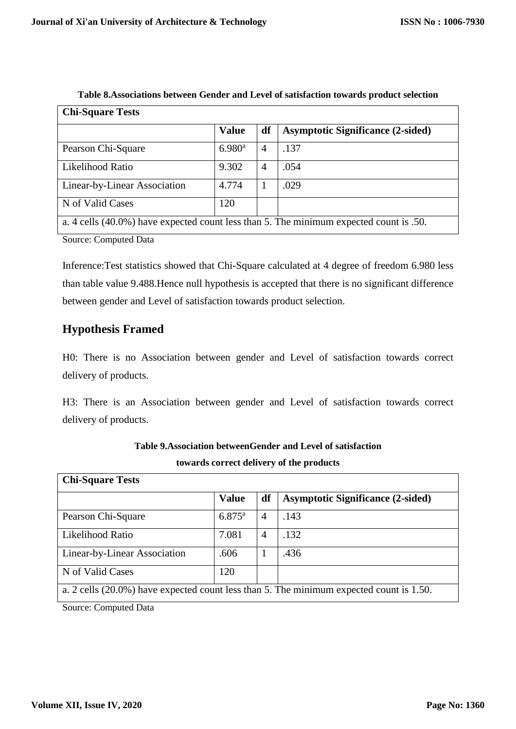**Table 8.Associations between Gender and Level of satisfaction towards product selection**

| Chi-Square Tests | | | |
|---|---|---|---|
| | **Value** | **df** | **Asymptotic Significance (2-sided)** |
| Pearson Chi-Square | 6.980[a] | 4 | .137 |
| Likelihood Ratio | 9.302 | 4 | .054 |
| Linear-by-Linear Association | 4.774 | 1 | .029 |
| N of Valid Cases | 120 | | |
| a. 4 cells (40.0%) have expected count less than 5. The minimum expected count is .50. | | | |

Source: Computed Data

Inference:Test statistics showed that Chi-Square calculated at 4 degree of freedom 6.980 less than table value 9.488.Hence null hypothesis is accepted that there is no significant difference between gender and Level of satisfaction towards product selection.

## Hypothesis Framed

H0: There is no Association between gender and Level of satisfaction towards correct delivery of products.

H3: There is an Association between gender and Level of satisfaction towards correct delivery of products.

**Table 9.Association betweenGender and Level of satisfaction towards correct delivery of the products**

| Chi-Square Tests | | | |
|---|---|---|---|
| | **Value** | **df** | **Asymptotic Significance (2-sided)** |
| Pearson Chi-Square | 6.875[a] | 4 | .143 |
| Likelihood Ratio | 7.081 | 4 | .132 |
| Linear-by-Linear Association | .606 | 1 | .436 |
| N of Valid Cases | 120 | | |
| a. 2 cells (20.0%) have expected count less than 5. The minimum expected count is 1.50. | | | |

Source: Computed Data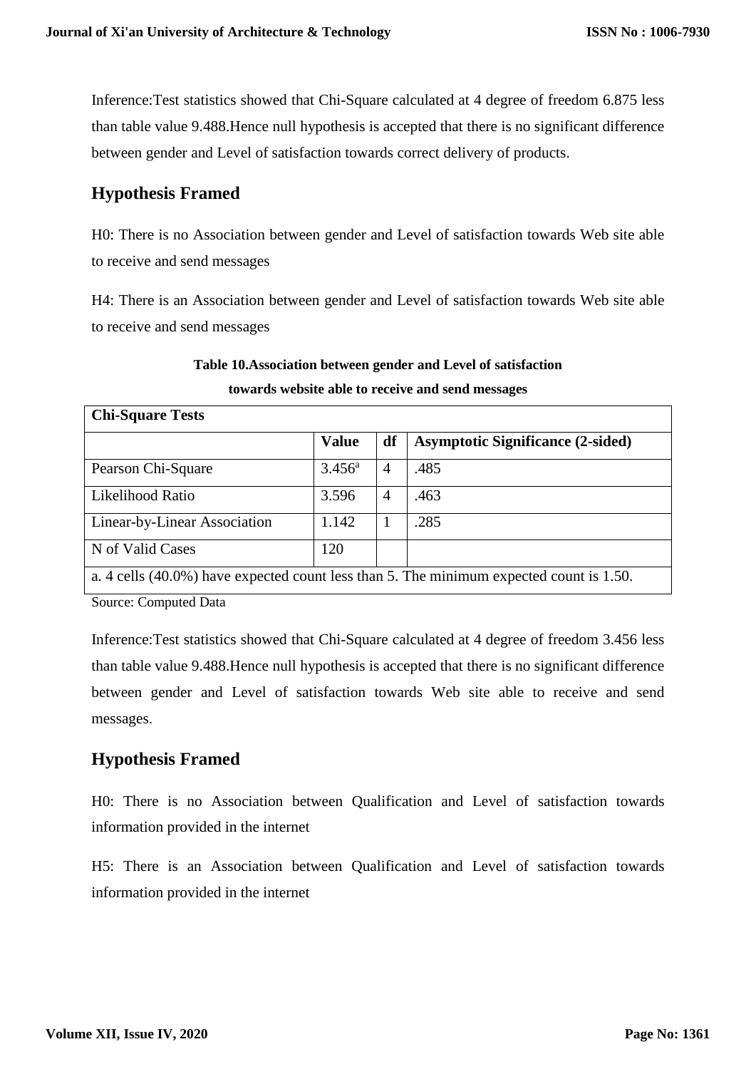Inference:Test statistics showed that Chi-Square calculated at 4 degree of freedom 6.875 less than table value 9.488.Hence null hypothesis is accepted that there is no significant difference between gender and Level of satisfaction towards correct delivery of products.

## Hypothesis Framed

H0: There is no Association between gender and Level of satisfaction towards Web site able to receive and send messages

H4: There is an Association between gender and Level of satisfaction towards Web site able to receive and send messages

**Table 10.Association between gender and Level of satisfaction towards website able to receive and send messages**

| Chi-Square Tests | | | |
|---|---|---|---|
| | **Value** | **df** | **Asymptotic Significance (2-sided)** |
| Pearson Chi-Square | 3.456[a] | 4 | .485 |
| Likelihood Ratio | 3.596 | 4 | .463 |
| Linear-by-Linear Association | 1.142 | 1 | .285 |
| N of Valid Cases | 120 | | |
| a. 4 cells (40.0%) have expected count less than 5. The minimum expected count is 1.50. | | | |

Source: Computed Data

Inference:Test statistics showed that Chi-Square calculated at 4 degree of freedom 3.456 less than table value 9.488.Hence null hypothesis is accepted that there is no significant difference between gender and Level of satisfaction towards Web site able to receive and send messages.

## Hypothesis Framed

H0: There is no Association between Qualification and Level of satisfaction towards information provided in the internet

H5: There is an Association between Qualification and Level of satisfaction towards information provided in the internet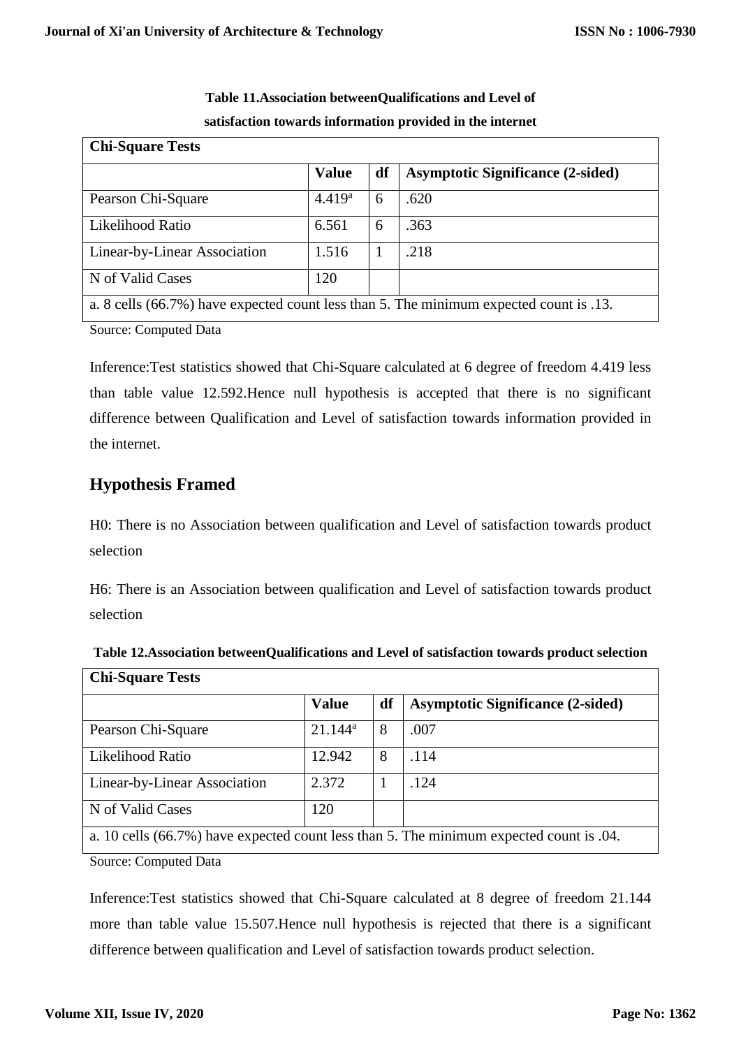**Table 11.Association betweenQualifications and Level of satisfaction towards information provided in the internet**

| Chi-Square Tests | | | |
|---|---|---|---|
| | **Value** | **df** | **Asymptotic Significance (2-sided)** |
| Pearson Chi-Square | 4.419[a] | 6 | .620 |
| Likelihood Ratio | 6.561 | 6 | .363 |
| Linear-by-Linear Association | 1.516 | 1 | .218 |
| N of Valid Cases | 120 | | |
| a. 8 cells (66.7%) have expected count less than 5. The minimum expected count is .13. | | | |

Source: Computed Data

Inference:Test statistics showed that Chi-Square calculated at 6 degree of freedom 4.419 less than table value 12.592.Hence null hypothesis is accepted that there is no significant difference between Qualification and Level of satisfaction towards information provided in the internet.

## Hypothesis Framed

H0: There is no Association between qualification and Level of satisfaction towards product selection

H6: There is an Association between qualification and Level of satisfaction towards product selection

**Table 12.Association betweenQualifications and Level of satisfaction towards product selection**

| Chi-Square Tests | | | |
|---|---|---|---|
| | **Value** | **df** | **Asymptotic Significance (2-sided)** |
| Pearson Chi-Square | 21.144[a] | 8 | .007 |
| Likelihood Ratio | 12.942 | 8 | .114 |
| Linear-by-Linear Association | 2.372 | 1 | .124 |
| N of Valid Cases | 120 | | |
| a. 10 cells (66.7%) have expected count less than 5. The minimum expected count is .04. | | | |

Source: Computed Data

Inference:Test statistics showed that Chi-Square calculated at 8 degree of freedom 21.144 more than table value 15.507.Hence null hypothesis is rejected that there is a significant difference between qualification and Level of satisfaction towards product selection.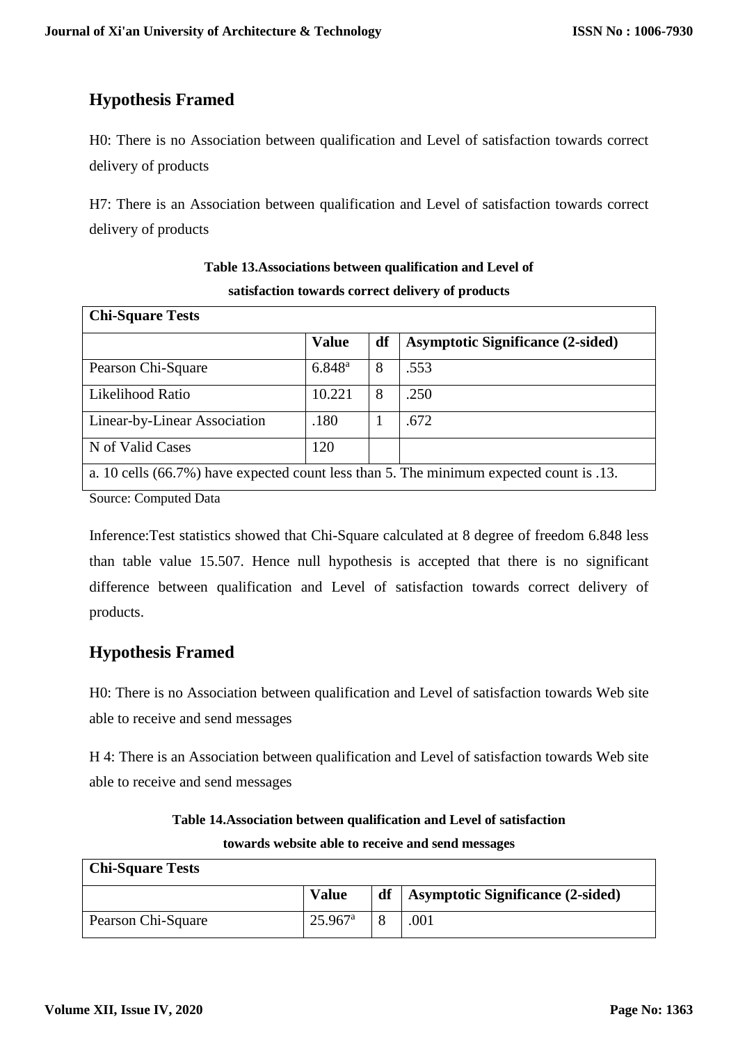## Hypothesis Framed

H0: There is no Association between qualification and Level of satisfaction towards correct delivery of products

H7: There is an Association between qualification and Level of satisfaction towards correct delivery of products

**Table 13.Associations between qualification and Level of satisfaction towards correct delivery of products**

| Chi-Square Tests | | | |
|---|---|---|---|
| | **Value** | **df** | **Asymptotic Significance (2-sided)** |
| Pearson Chi-Square | 6.848[a] | 8 | .553 |
| Likelihood Ratio | 10.221 | 8 | .250 |
| Linear-by-Linear Association | .180 | 1 | .672 |
| N of Valid Cases | 120 | | |
| a. 10 cells (66.7%) have expected count less than 5. The minimum expected count is .13. | | | |

Source: Computed Data

Inference:Test statistics showed that Chi-Square calculated at 8 degree of freedom 6.848 less than table value 15.507. Hence null hypothesis is accepted that there is no significant difference between qualification and Level of satisfaction towards correct delivery of products.

## Hypothesis Framed

H0: There is no Association between qualification and Level of satisfaction towards Web site able to receive and send messages

H 4: There is an Association between qualification and Level of satisfaction towards Web site able to receive and send messages

**Table 14.Association between qualification and Level of satisfaction towards website able to receive and send messages**

| Chi-Square Tests | | | |
|---|---|---|---|
| | **Value** | **df** | **Asymptotic Significance (2-sided)** |
| Pearson Chi-Square | 25.967[a] | 8 | .001 |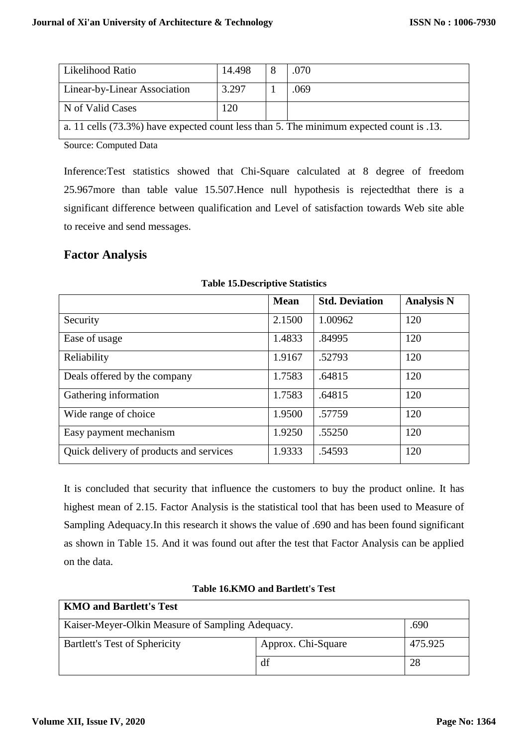| Likelihood Ratio | 14.498 | 8 | .070 |
|---|---|---|---|
| Linear-by-Linear Association | 3.297 | 1 | .069 |
| N of Valid Cases | 120 | | |
| a. 11 cells (73.3%) have expected count less than 5. The minimum expected count is .13. | | | |

Source: Computed Data

Inference:Test statistics showed that Chi-Square calculated at 8 degree of freedom 25.967more than table value 15.507.Hence null hypothesis is rejectedthat there is a significant difference between qualification and Level of satisfaction towards Web site able to receive and send messages.

## Factor Analysis

**Table 15.Descriptive Statistics**

| | Mean | Std. Deviation | Analysis N |
|---|---|---|---|
| Security | 2.1500 | 1.00962 | 120 |
| Ease of usage | 1.4833 | .84995 | 120 |
| Reliability | 1.9167 | .52793 | 120 |
| Deals offered by the company | 1.7583 | .64815 | 120 |
| Gathering information | 1.7583 | .64815 | 120 |
| Wide range of choice | 1.9500 | .57759 | 120 |
| Easy payment mechanism | 1.9250 | .55250 | 120 |
| Quick delivery of products and services | 1.9333 | .54593 | 120 |

It is concluded that security that influence the customers to buy the product online. It has highest mean of 2.15. Factor Analysis is the statistical tool that has been used to Measure of Sampling Adequacy.In this research it shows the value of .690 and has been found significant as shown in Table 15. And it was found out after the test that Factor Analysis can be applied on the data.

**Table 16.KMO and Bartlett's Test**

| **KMO and Bartlett's Test** | | |
|---|---|---|
| Kaiser-Meyer-Olkin Measure of Sampling Adequacy. | | .690 |
| Bartlett's Test of Sphericity | Approx. Chi-Square | 475.925 |
| | df | 28 |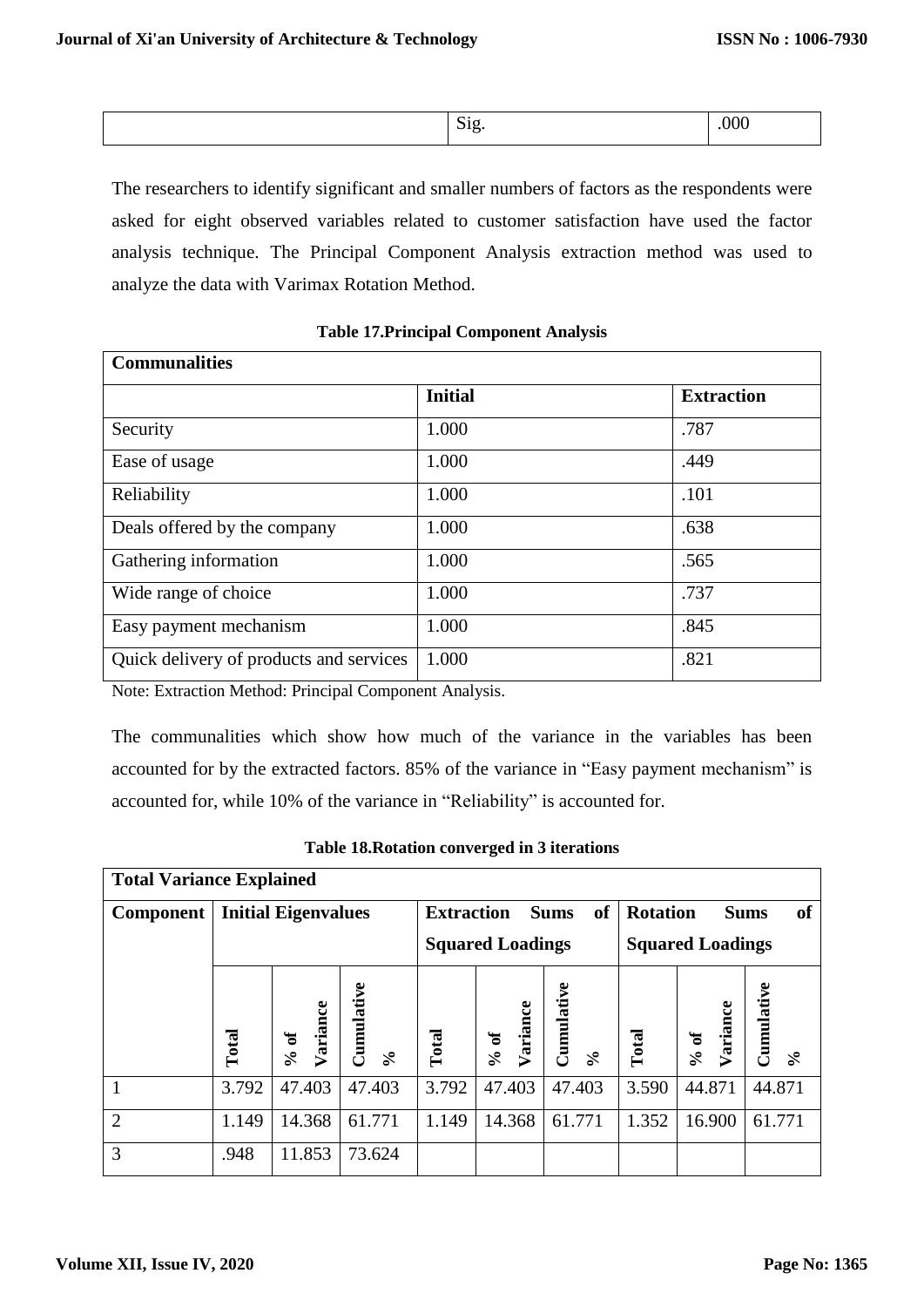| | Sig. | .000 |
|---|---|---|

The researchers to identify significant and smaller numbers of factors as the respondents were asked for eight observed variables related to customer satisfaction have used the factor analysis technique. The Principal Component Analysis extraction method was used to analyze the data with Varimax Rotation Method.

**Table 17.Principal Component Analysis**

| **Communalities** | | |
|---|---|---|
| | **Initial** | **Extraction** |
| Security | 1.000 | .787 |
| Ease of usage | 1.000 | .449 |
| Reliability | 1.000 | .101 |
| Deals offered by the company | 1.000 | .638 |
| Gathering information | 1.000 | .565 |
| Wide range of choice | 1.000 | .737 |
| Easy payment mechanism | 1.000 | .845 |
| Quick delivery of products and services | 1.000 | .821 |

Note: Extraction Method: Principal Component Analysis.

The communalities which show how much of the variance in the variables has been accounted for by the extracted factors. 85% of the variance in "Easy payment mechanism" is accounted for, while 10% of the variance in "Reliability" is accounted for.

**Table 18.Rotation converged in 3 iterations**

| **Total Variance Explained** | | | | | | | | | |
|---|---|---|---|---|---|---|---|---|---|
| **Component** | **Initial Eigenvalues** | | | **Extraction Sums of Squared Loadings** | | | **Rotation Sums of Squared Loadings** | | |
| | **Total** | **% of Variance** | **Cumulative %** | **Total** | **% of Variance** | **Cumulative %** | **Total** | **% of Variance** | **Cumulative %** |
| 1 | 3.792 | 47.403 | 47.403 | 3.792 | 47.403 | 47.403 | 3.590 | 44.871 | 44.871 |
| 2 | 1.149 | 14.368 | 61.771 | 1.149 | 14.368 | 61.771 | 1.352 | 16.900 | 61.771 |
| 3 | .948 | 11.853 | 73.624 | | | | | | |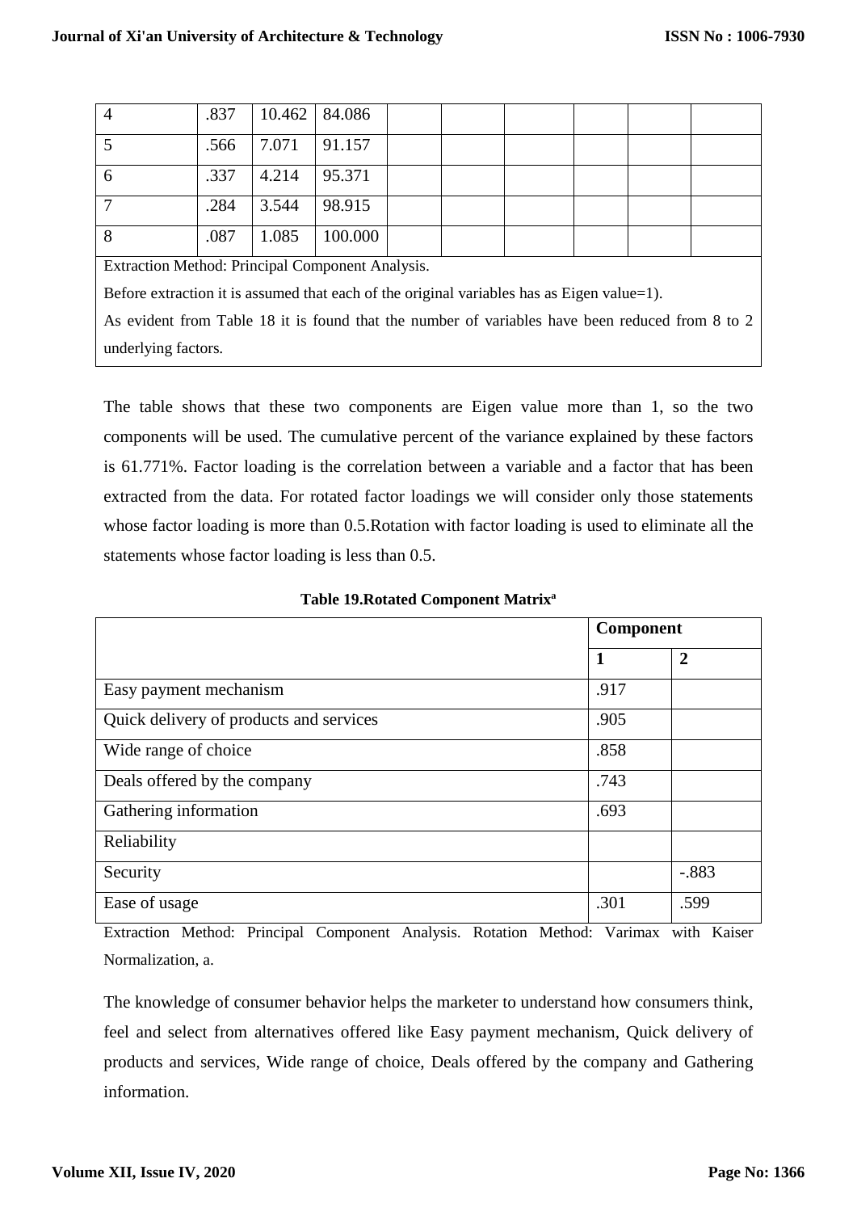| 4 | .837 | 10.462 | 84.086 | | | | | | |
|---|---|---|---|---|---|---|---|---|---|
| 5 | .566 | 7.071 | 91.157 | | | | | | |
| 6 | .337 | 4.214 | 95.371 | | | | | | |
| 7 | .284 | 3.544 | 98.915 | | | | | | |
| 8 | .087 | 1.085 | 100.000 | | | | | | |

Extraction Method: Principal Component Analysis.

Before extraction it is assumed that each of the original variables has as Eigen value=1).

As evident from Table 18 it is found that the number of variables have been reduced from 8 to 2 underlying factors.

The table shows that these two components are Eigen value more than 1, so the two components will be used. The cumulative percent of the variance explained by these factors is 61.771%. Factor loading is the correlation between a variable and a factor that has been extracted from the data. For rotated factor loadings we will consider only those statements whose factor loading is more than 0.5.Rotation with factor loading is used to eliminate all the statements whose factor loading is less than 0.5.

**Table 19.Rotated Component Matrix[a]**

| | Component | |
|---|---|---|
| | **1** | **2** |
| Easy payment mechanism | .917 | |
| Quick delivery of products and services | .905 | |
| Wide range of choice | .858 | |
| Deals offered by the company | .743 | |
| Gathering information | .693 | |
| Reliability | | |
| Security | | -.883 |
| Ease of usage | .301 | .599 |

Extraction Method: Principal Component Analysis. Rotation Method: Varimax with Kaiser Normalization, a.

The knowledge of consumer behavior helps the marketer to understand how consumers think, feel and select from alternatives offered like Easy payment mechanism, Quick delivery of products and services, Wide range of choice, Deals offered by the company and Gathering information.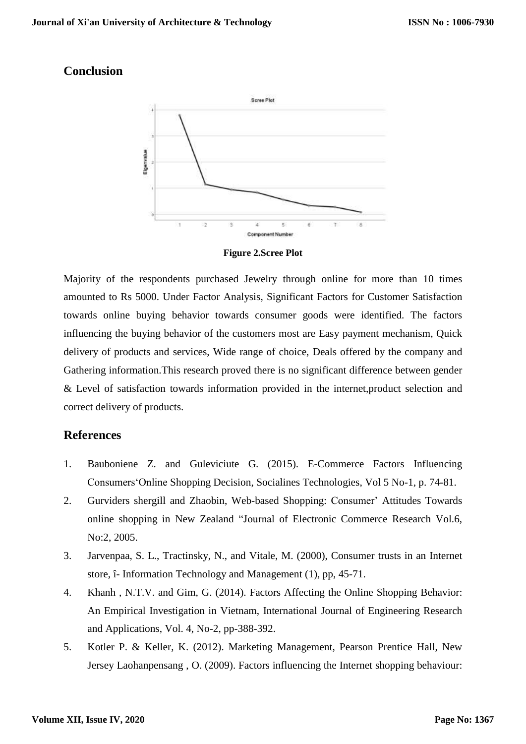## Conclusion

**Figure 2.Scree Plot**

Majority of the respondents purchased Jewelry through online for more than 10 times amounted to Rs 5000. Under Factor Analysis, Significant Factors for Customer Satisfaction towards online buying behavior towards consumer goods were identified. The factors influencing the buying behavior of the customers most are Easy payment mechanism, Quick delivery of products and services, Wide range of choice, Deals offered by the company and Gathering information.This research proved there is no significant difference between gender & Level of satisfaction towards information provided in the internet,product selection and correct delivery of products.

## References

1. Bauboniene Z. and Guleviciute G. (2015). E-Commerce Factors Influencing Consumers'Online Shopping Decision, Socialines Technologies, Vol 5 No-1, p. 74-81.
2. Gurviders shergill and Zhaobin, Web-based Shopping: Consumer' Attitudes Towards online shopping in New Zealand "Journal of Electronic Commerce Research Vol.6, No:2, 2005.
3. Jarvenpaa, S. L., Tractinsky, N., and Vitale, M. (2000), Consumer trusts in an Internet store, î- Information Technology and Management (1), pp, 45-71.
4. Khanh , N.T.V. and Gim, G. (2014). Factors Affecting the Online Shopping Behavior: An Empirical Investigation in Vietnam, International Journal of Engineering Research and Applications, Vol. 4, No-2, pp-388-392.
5. Kotler P. & Keller, K. (2012). Marketing Management, Pearson Prentice Hall, New Jersey Laohanpensang , O. (2009). Factors influencing the Internet shopping behaviour: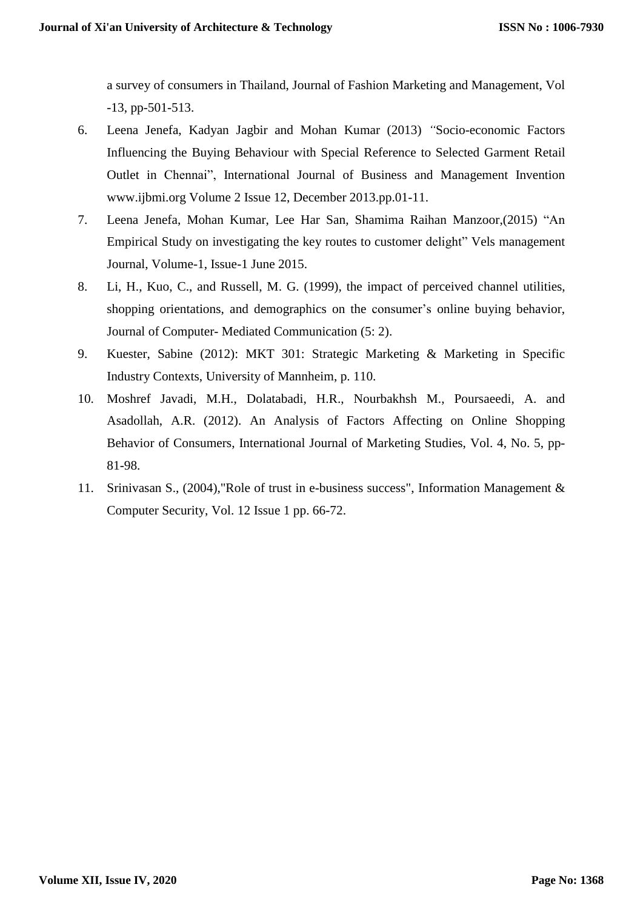a survey of consumers in Thailand, Journal of Fashion Marketing and Management, Vol -13, pp-501-513.

6. Leena Jenefa, Kadyan Jagbir and Mohan Kumar (2013) "Socio-economic Factors Influencing the Buying Behaviour with Special Reference to Selected Garment Retail Outlet in Chennai", International Journal of Business and Management Invention www.ijbmi.org Volume 2 Issue 12, December 2013.pp.01-11.
7. Leena Jenefa, Mohan Kumar, Lee Har San, Shamima Raihan Manzoor,(2015) "An Empirical Study on investigating the key routes to customer delight" Vels management Journal, Volume-1, Issue-1 June 2015.
8. Li, H., Kuo, C., and Russell, M. G. (1999), the impact of perceived channel utilities, shopping orientations, and demographics on the consumer's online buying behavior, Journal of Computer- Mediated Communication (5: 2).
9. Kuester, Sabine (2012): MKT 301: Strategic Marketing & Marketing in Specific Industry Contexts, University of Mannheim, p. 110.
10. Moshref Javadi, M.H., Dolatabadi, H.R., Nourbakhsh M., Poursaeedi, A. and Asadollah, A.R. (2012). An Analysis of Factors Affecting on Online Shopping Behavior of Consumers, International Journal of Marketing Studies, Vol. 4, No. 5, pp-81-98.
11. Srinivasan S., (2004),"Role of trust in e-business success", Information Management & Computer Security, Vol. 12 Issue 1 pp. 66-72.